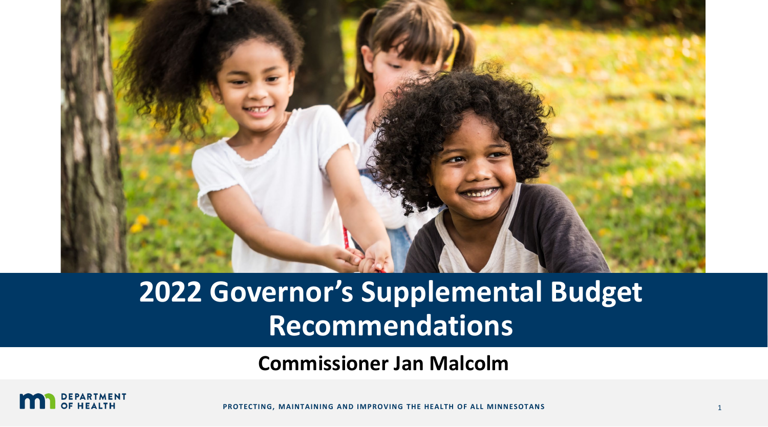# 2022 Governor's Supplemental Budget Recommendations

**Commissioner Jan Malcolm**

DEPARTMENT OF HEALTH

PROTECTING, MAINTAINING AND IMPROVING THE HEALTH OF ALL MINNESOTANS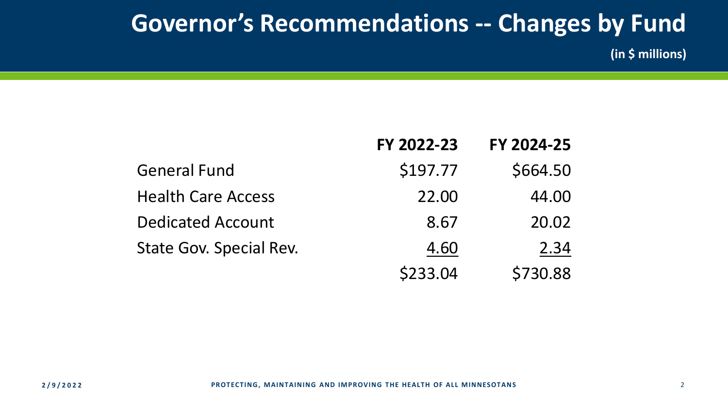# Governor's Recommendations -- Changes by Fund

**(in $ millions)**

| | FY 2022-23 | FY 2024-25 |
|---|---|---|
| General Fund | $197.77 | $664.50 |
| Health Care Access | 22.00 | 44.00 |
| Dedicated Account | 8.67 | 20.02 |
| State Gov. Special Rev. | 4.60 | 2.34 |
| | $233.04 | $730.88 |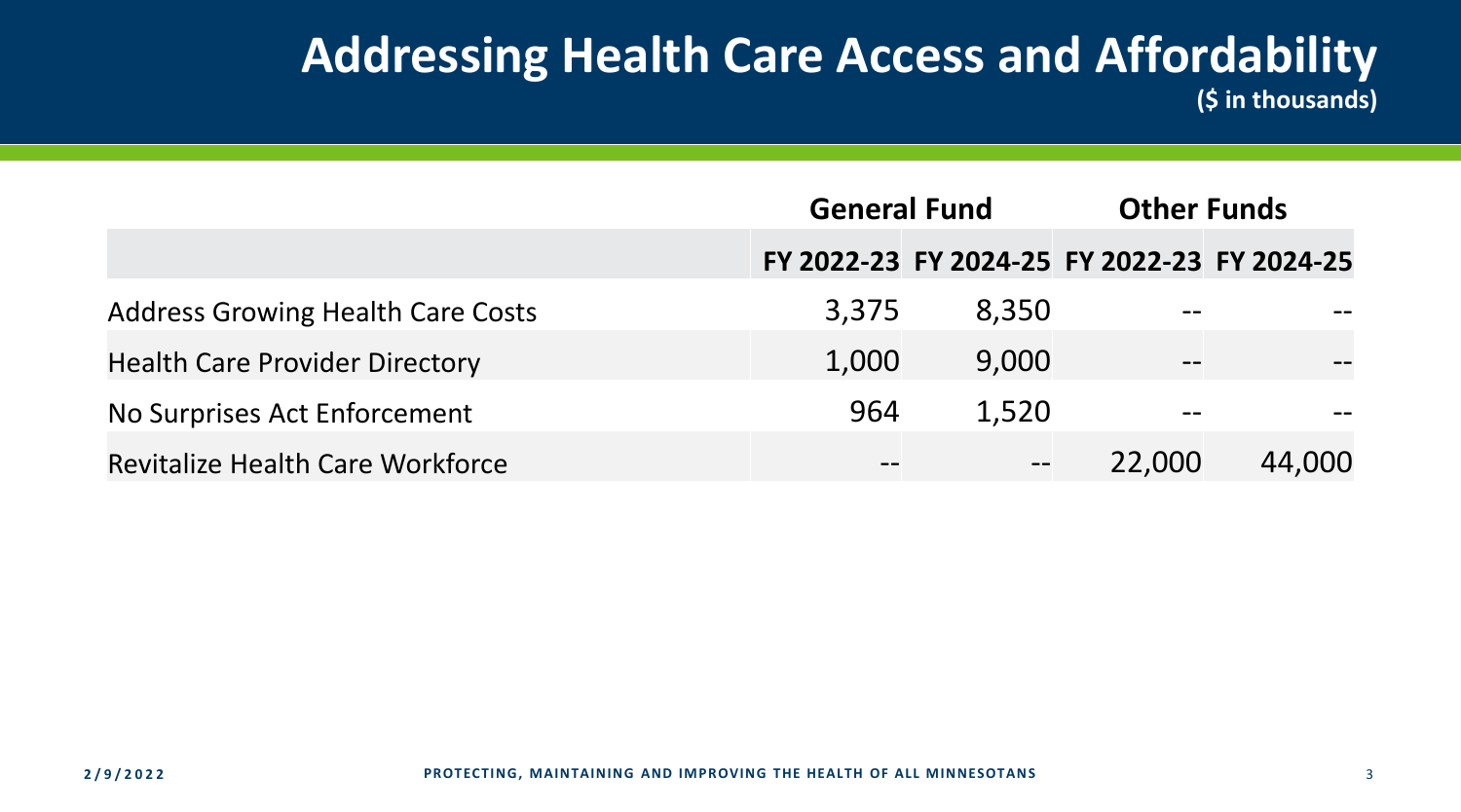# Addressing Health Care Access and Affordability

**($ in thousands)**

| | General Fund | | Other Funds | |
|---|---|---|---|---|
| | FY 2022-23 | FY 2024-25 | FY 2022-23 | FY 2024-25 |
| Address Growing Health Care Costs | 3,375 | 8,350 | -- | -- |
| Health Care Provider Directory | 1,000 | 9,000 | -- | -- |
| No Surprises Act Enforcement | 964 | 1,520 | -- | -- |
| Revitalize Health Care Workforce | -- | -- | 22,000 | 44,000 |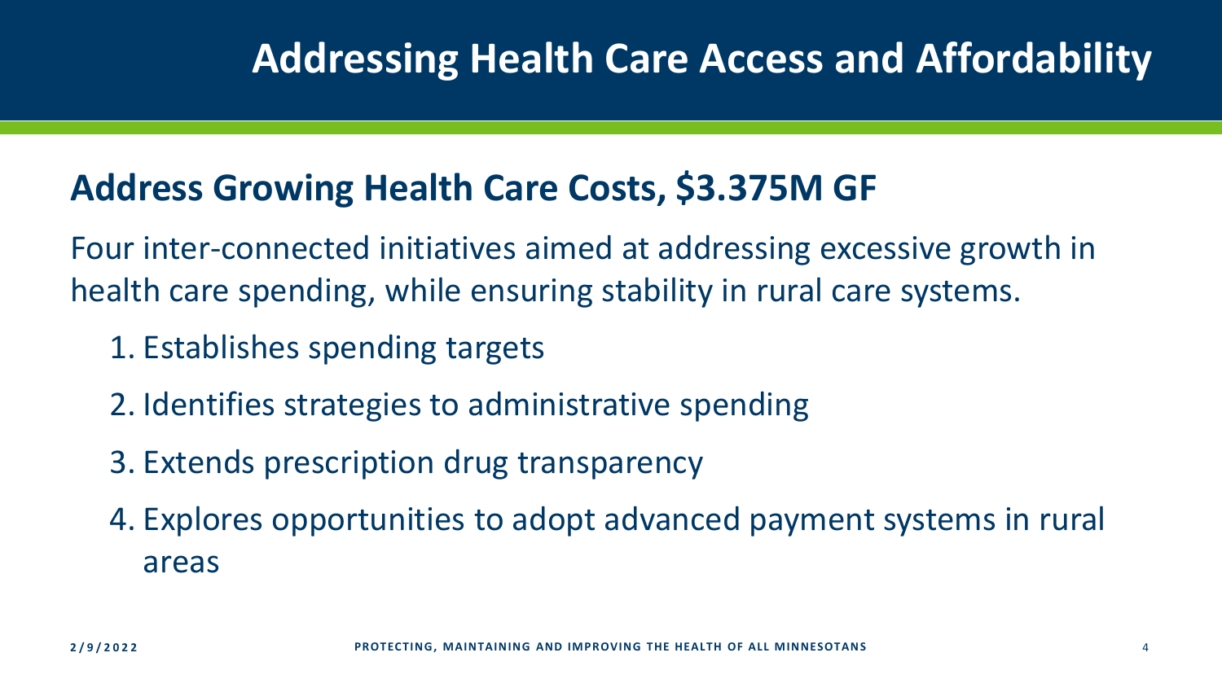# Addressing Health Care Access and Affordability

## Address Growing Health Care Costs, $3.375M GF

Four inter-connected initiatives aimed at addressing excessive growth in health care spending, while ensuring stability in rural care systems.

1. Establishes spending targets
2. Identifies strategies to administrative spending
3. Extends prescription drug transparency
4. Explores opportunities to adopt advanced payment systems in rural areas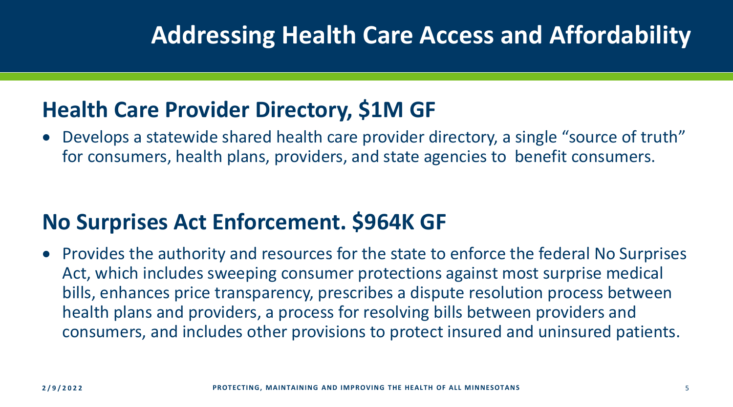# Addressing Health Care Access and Affordability

## Health Care Provider Directory, $1M GF

- Develops a statewide shared health care provider directory, a single "source of truth" for consumers, health plans, providers, and state agencies to benefit consumers.

## No Surprises Act Enforcement. $964K GF

- Provides the authority and resources for the state to enforce the federal No Surprises Act, which includes sweeping consumer protections against most surprise medical bills, enhances price transparency, prescribes a dispute resolution process between health plans and providers, a process for resolving bills between providers and consumers, and includes other provisions to protect insured and uninsured patients.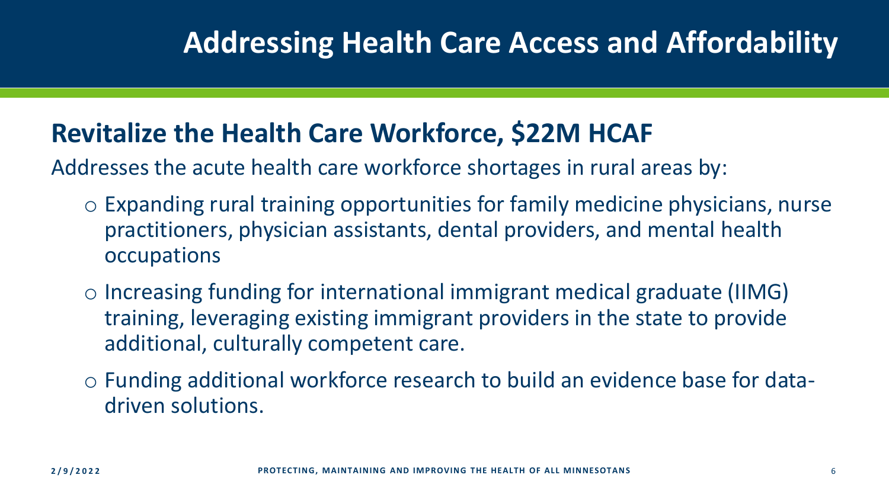# Addressing Health Care Access and Affordability

## Revitalize the Health Care Workforce, $22M HCAF

Addresses the acute health care workforce shortages in rural areas by:

- Expanding rural training opportunities for family medicine physicians, nurse practitioners, physician assistants, dental providers, and mental health occupations
- Increasing funding for international immigrant medical graduate (IIMG) training, leveraging existing immigrant providers in the state to provide additional, culturally competent care.
- Funding additional workforce research to build an evidence base for data-driven solutions.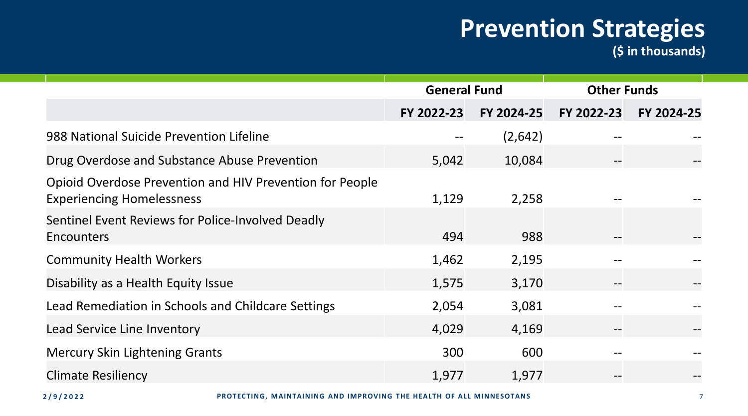# Prevention Strategies

**($ in thousands)**

| | General Fund | | Other Funds | |
|---|---|---|---|---|
| | FY 2022-23 | FY 2024-25 | FY 2022-23 | FY 2024-25 |
| 988 National Suicide Prevention Lifeline | -- | (2,642) | -- | -- |
| Drug Overdose and Substance Abuse Prevention | 5,042 | 10,084 | -- | -- |
| Opioid Overdose Prevention and HIV Prevention for People Experiencing Homelessness | 1,129 | 2,258 | -- | -- |
| Sentinel Event Reviews for Police-Involved Deadly Encounters | 494 | 988 | -- | -- |
| Community Health Workers | 1,462 | 2,195 | -- | -- |
| Disability as a Health Equity Issue | 1,575 | 3,170 | -- | -- |
| Lead Remediation in Schools and Childcare Settings | 2,054 | 3,081 | -- | -- |
| Lead Service Line Inventory | 4,029 | 4,169 | -- | -- |
| Mercury Skin Lightening Grants | 300 | 600 | -- | -- |
| Climate Resiliency | 1,977 | 1,977 | -- | -- |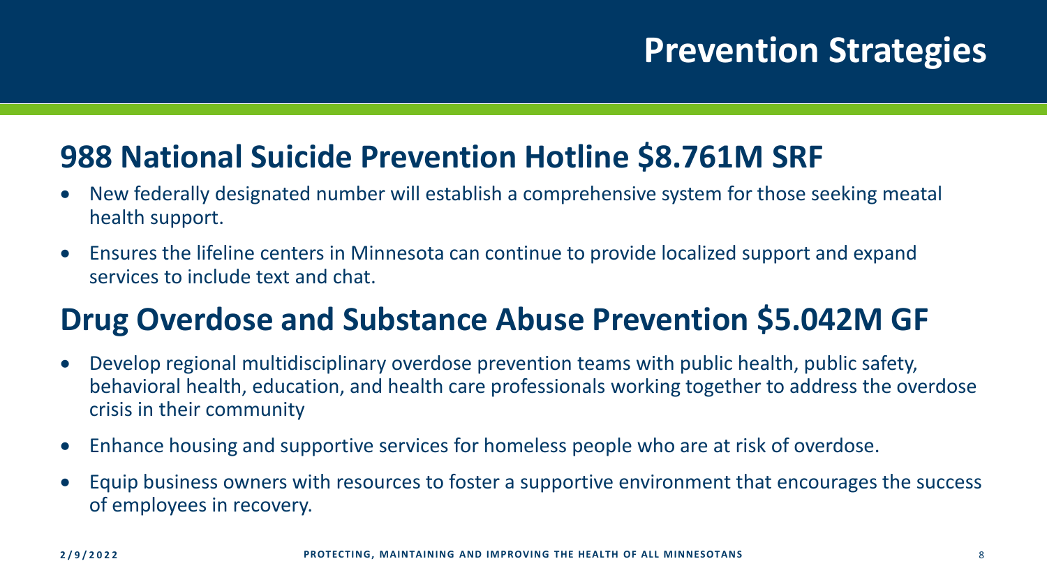# Prevention Strategies

## 988 National Suicide Prevention Hotline $8.761M SRF

- New federally designated number will establish a comprehensive system for those seeking meatal health support.
- Ensures the lifeline centers in Minnesota can continue to provide localized support and expand services to include text and chat.

## Drug Overdose and Substance Abuse Prevention $5.042M GF

- Develop regional multidisciplinary overdose prevention teams with public health, public safety, behavioral health, education, and health care professionals working together to address the overdose crisis in their community
- Enhance housing and supportive services for homeless people who are at risk of overdose.
- Equip business owners with resources to foster a supportive environment that encourages the success of employees in recovery.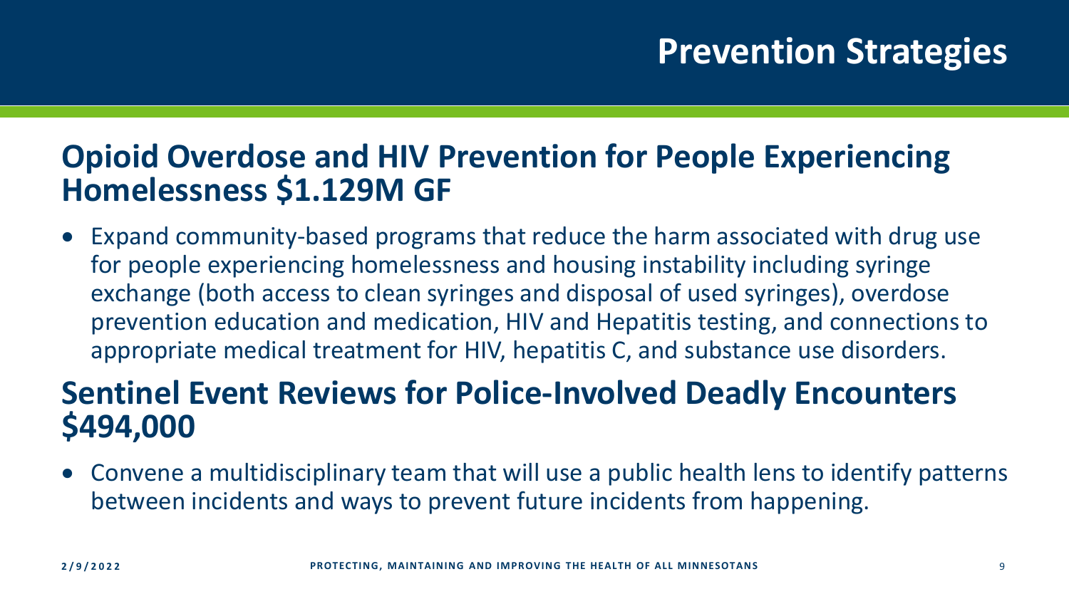# Prevention Strategies

## Opioid Overdose and HIV Prevention for People Experiencing Homelessness $1.129M GF

- Expand community-based programs that reduce the harm associated with drug use for people experiencing homelessness and housing instability including syringe exchange (both access to clean syringes and disposal of used syringes), overdose prevention education and medication, HIV and Hepatitis testing, and connections to appropriate medical treatment for HIV, hepatitis C, and substance use disorders.

## Sentinel Event Reviews for Police-Involved Deadly Encounters $494,000

- Convene a multidisciplinary team that will use a public health lens to identify patterns between incidents and ways to prevent future incidents from happening.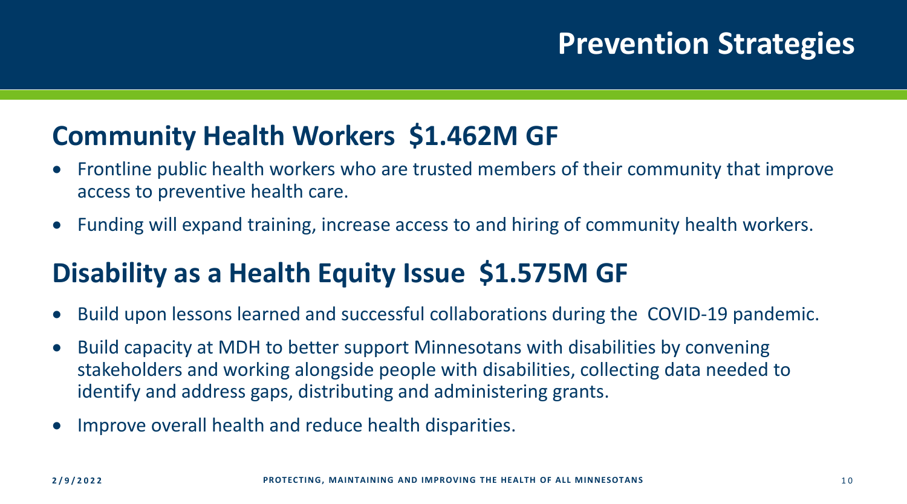# Prevention Strategies

## Community Health Workers $1.462M GF

- Frontline public health workers who are trusted members of their community that improve access to preventive health care.
- Funding will expand training, increase access to and hiring of community health workers.

## Disability as a Health Equity Issue $1.575M GF

- Build upon lessons learned and successful collaborations during the COVID-19 pandemic.
- Build capacity at MDH to better support Minnesotans with disabilities by convening stakeholders and working alongside people with disabilities, collecting data needed to identify and address gaps, distributing and administering grants.
- Improve overall health and reduce health disparities.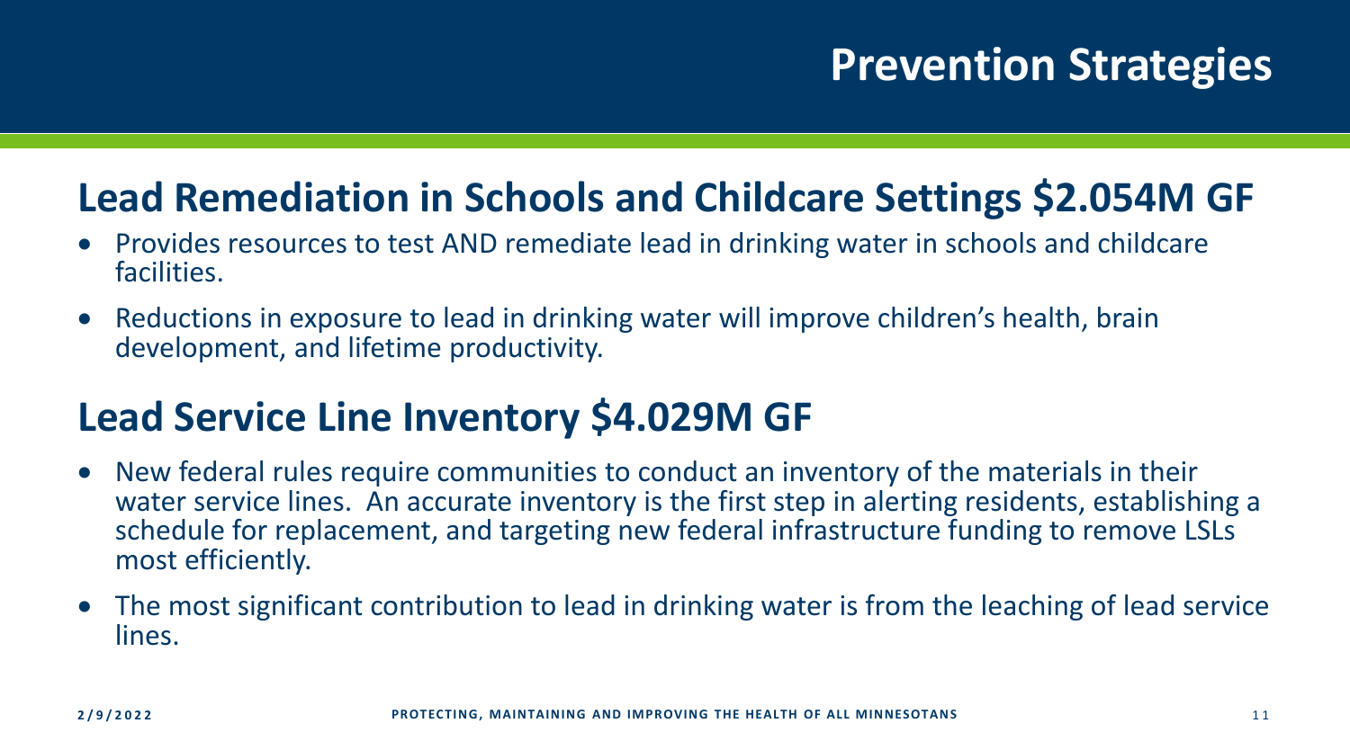# Prevention Strategies

## Lead Remediation in Schools and Childcare Settings $2.054M GF

- Provides resources to test AND remediate lead in drinking water in schools and childcare facilities.
- Reductions in exposure to lead in drinking water will improve children's health, brain development, and lifetime productivity.

## Lead Service Line Inventory $4.029M GF

- New federal rules require communities to conduct an inventory of the materials in their water service lines. An accurate inventory is the first step in alerting residents, establishing a schedule for replacement, and targeting new federal infrastructure funding to remove LSLs most efficiently.
- The most significant contribution to lead in drinking water is from the leaching of lead service lines.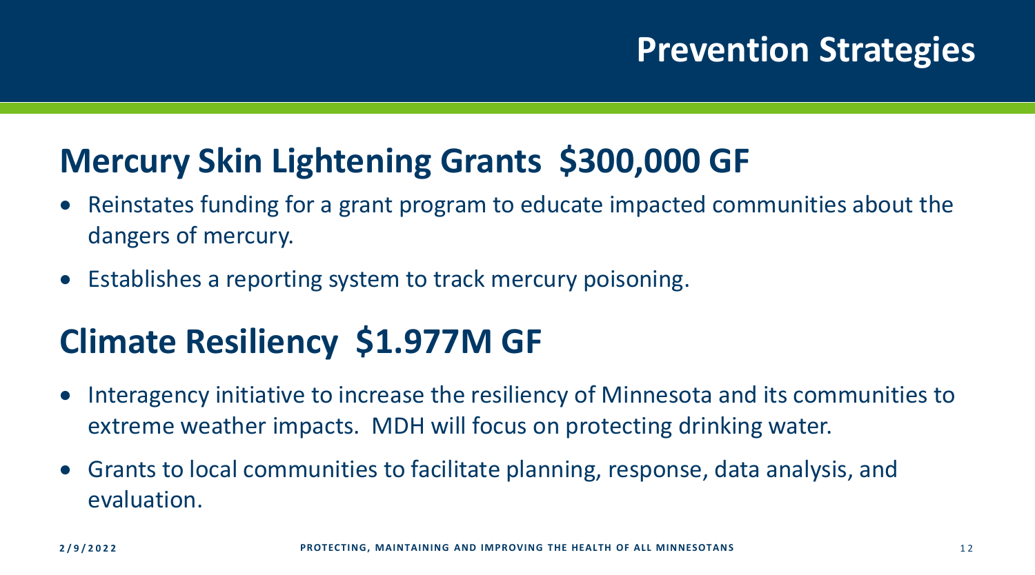# Prevention Strategies

## Mercury Skin Lightening Grants $300,000 GF

- Reinstates funding for a grant program to educate impacted communities about the dangers of mercury.
- Establishes a reporting system to track mercury poisoning.

## Climate Resiliency $1.977M GF

- Interagency initiative to increase the resiliency of Minnesota and its communities to extreme weather impacts. MDH will focus on protecting drinking water.
- Grants to local communities to facilitate planning, response, data analysis, and evaluation.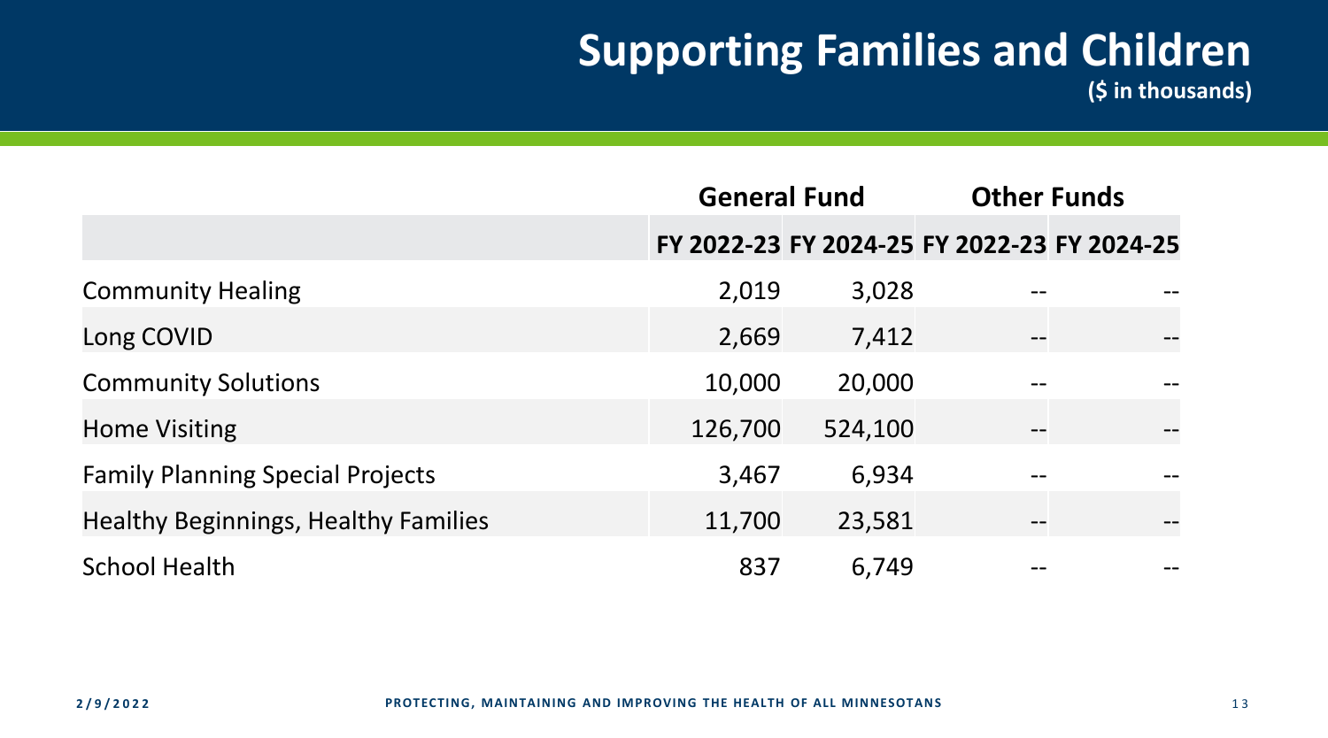# Supporting Families and Children

**($ in thousands)**

| | General Fund | | Other Funds | |
|---|---|---|---|---|
| | FY 2022-23 | FY 2024-25 | FY 2022-23 | FY 2024-25 |
| Community Healing | 2,019 | 3,028 | -- | -- |
| Long COVID | 2,669 | 7,412 | -- | -- |
| Community Solutions | 10,000 | 20,000 | -- | -- |
| Home Visiting | 126,700 | 524,100 | -- | -- |
| Family Planning Special Projects | 3,467 | 6,934 | -- | -- |
| Healthy Beginnings, Healthy Families | 11,700 | 23,581 | -- | -- |
| School Health | 837 | 6,749 | -- | -- |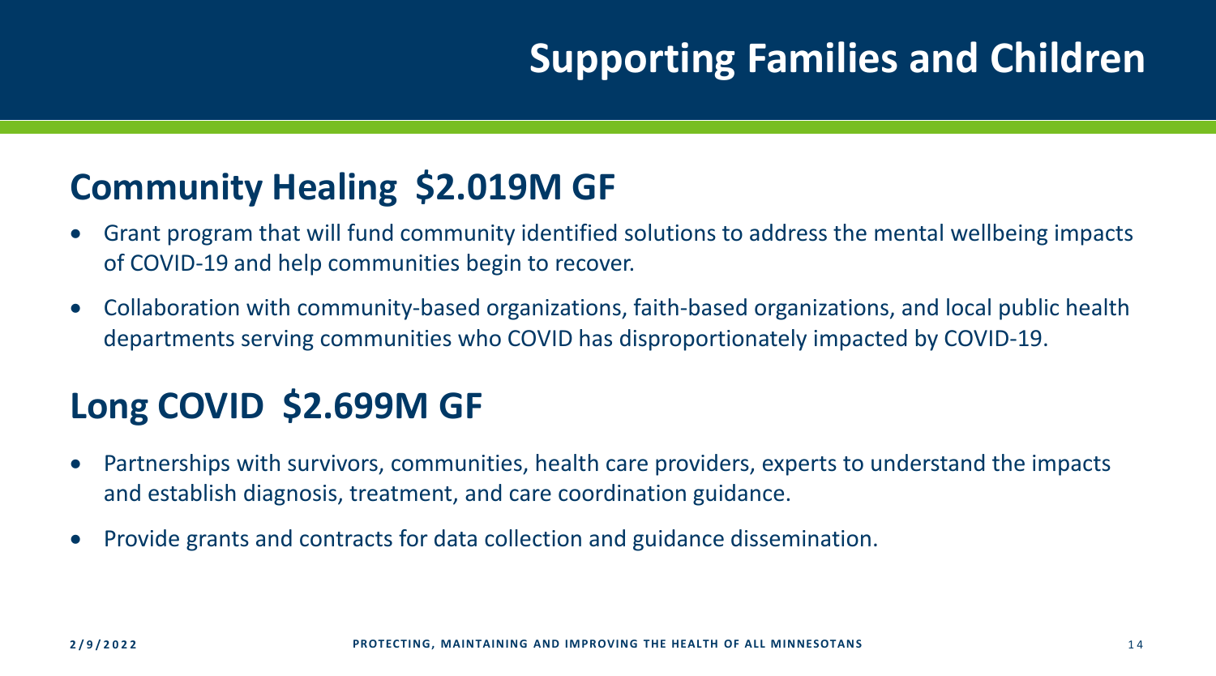# Supporting Families and Children

## Community Healing $2.019M GF

- Grant program that will fund community identified solutions to address the mental wellbeing impacts of COVID-19 and help communities begin to recover.
- Collaboration with community-based organizations, faith-based organizations, and local public health departments serving communities who COVID has disproportionately impacted by COVID-19.

## Long COVID $2.699M GF

- Partnerships with survivors, communities, health care providers, experts to understand the impacts and establish diagnosis, treatment, and care coordination guidance.
- Provide grants and contracts for data collection and guidance dissemination.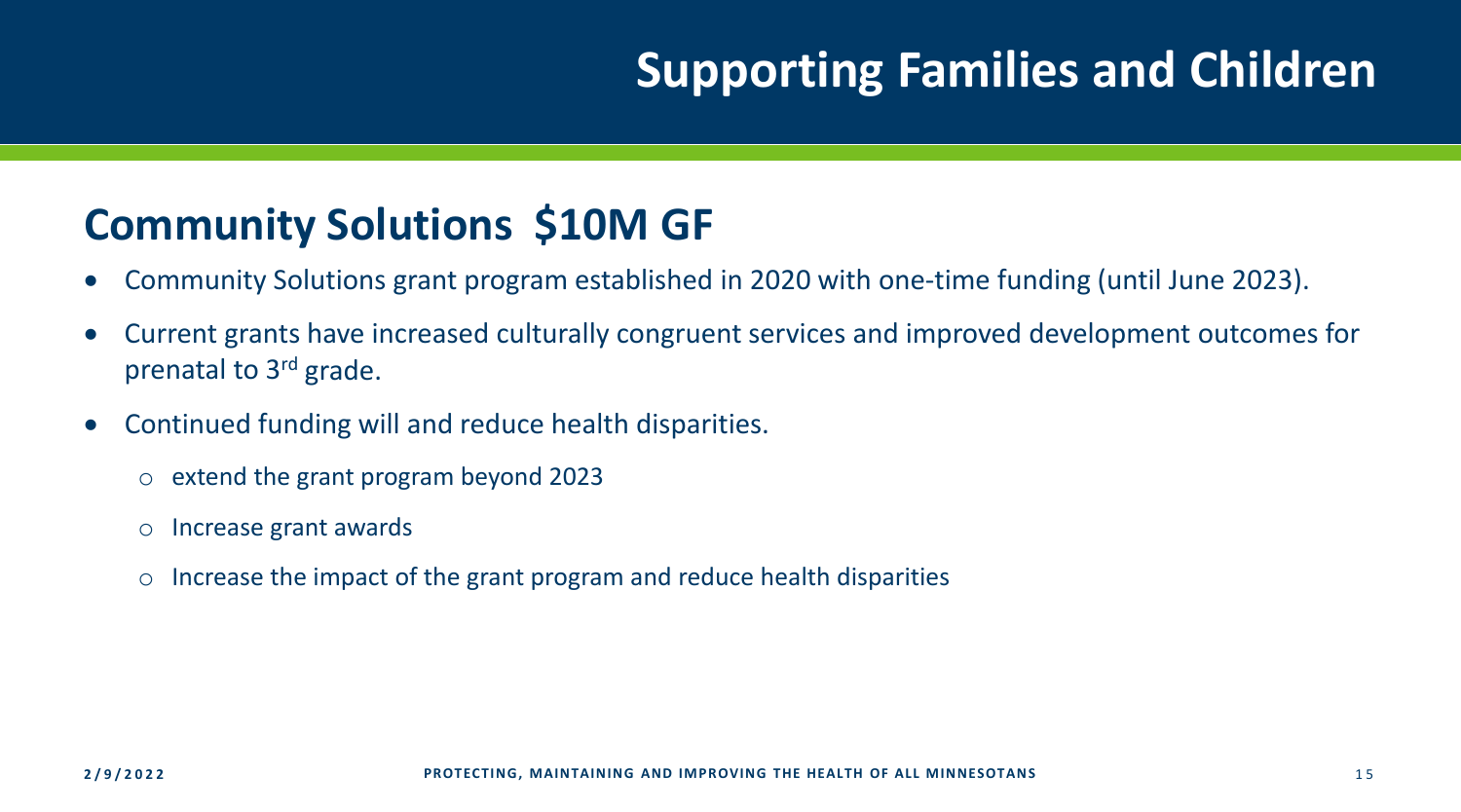# Supporting Families and Children

## Community Solutions $10M GF

- Community Solutions grant program established in 2020 with one-time funding (until June 2023).
- Current grants have increased culturally congruent services and improved development outcomes for prenatal to 3rd grade.
- Continued funding will and reduce health disparities.
  - extend the grant program beyond 2023
  - Increase grant awards
  - Increase the impact of the grant program and reduce health disparities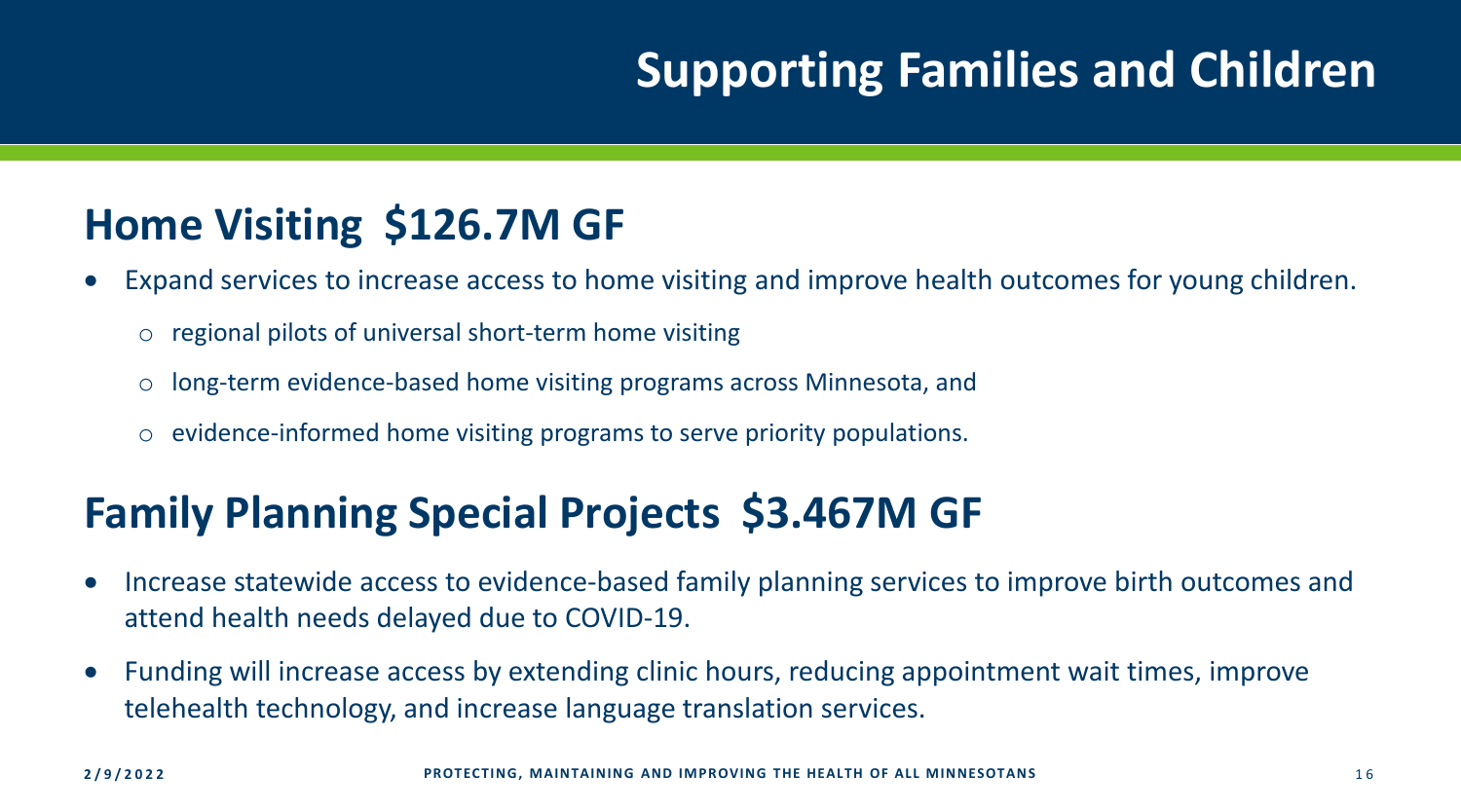# Supporting Families and Children

## Home Visiting $126.7M GF

- Expand services to increase access to home visiting and improve health outcomes for young children.
  - regional pilots of universal short-term home visiting
  - long-term evidence-based home visiting programs across Minnesota, and
  - evidence-informed home visiting programs to serve priority populations.

## Family Planning Special Projects $3.467M GF

- Increase statewide access to evidence-based family planning services to improve birth outcomes and attend health needs delayed due to COVID-19.
- Funding will increase access by extending clinic hours, reducing appointment wait times, improve telehealth technology, and increase language translation services.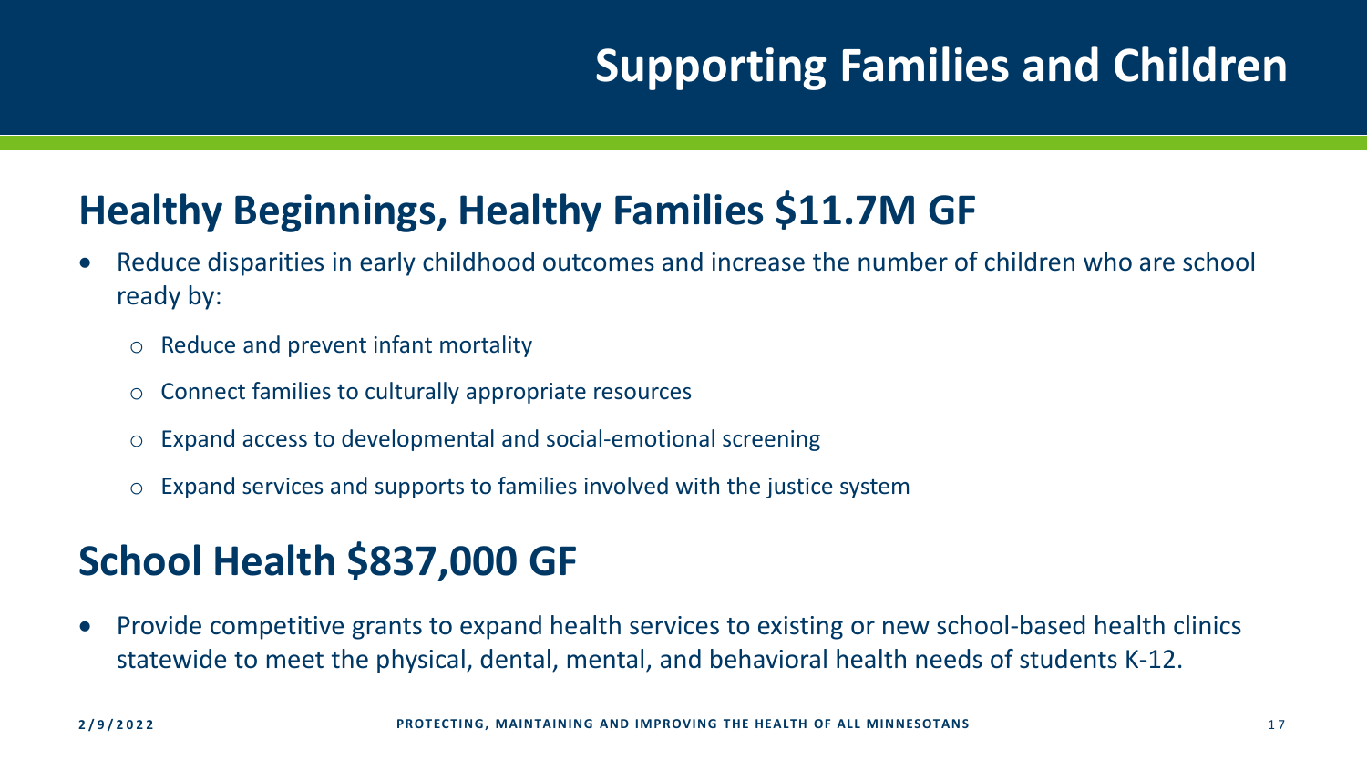# Supporting Families and Children

## Healthy Beginnings, Healthy Families $11.7M GF

- Reduce disparities in early childhood outcomes and increase the number of children who are school ready by:
  - Reduce and prevent infant mortality
  - Connect families to culturally appropriate resources
  - Expand access to developmental and social-emotional screening
  - Expand services and supports to families involved with the justice system

## School Health $837,000 GF

- Provide competitive grants to expand health services to existing or new school-based health clinics statewide to meet the physical, dental, mental, and behavioral health needs of students K-12.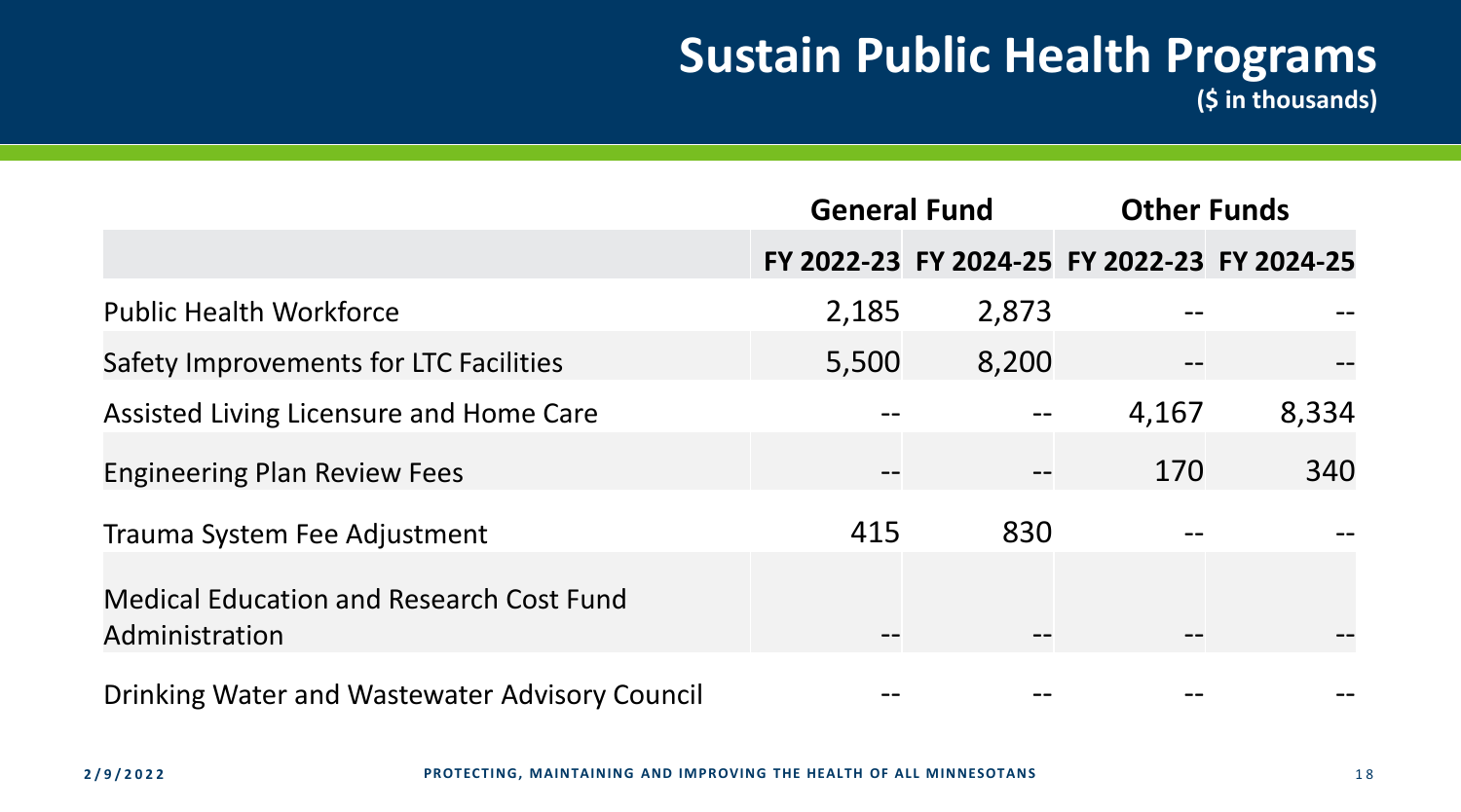# Sustain Public Health Programs

**($ in thousands)**

| | General Fund | | Other Funds | |
|---|---|---|---|---|
| | FY 2022-23 | FY 2024-25 | FY 2022-23 | FY 2024-25 |
| Public Health Workforce | 2,185 | 2,873 | -- | -- |
| Safety Improvements for LTC Facilities | 5,500 | 8,200 | -- | -- |
| Assisted Living Licensure and Home Care | -- | -- | 4,167 | 8,334 |
| Engineering Plan Review Fees | -- | -- | 170 | 340 |
| Trauma System Fee Adjustment | 415 | 830 | -- | -- |
| Medical Education and Research Cost Fund Administration | -- | -- | -- | -- |
| Drinking Water and Wastewater Advisory Council | -- | -- | -- | -- |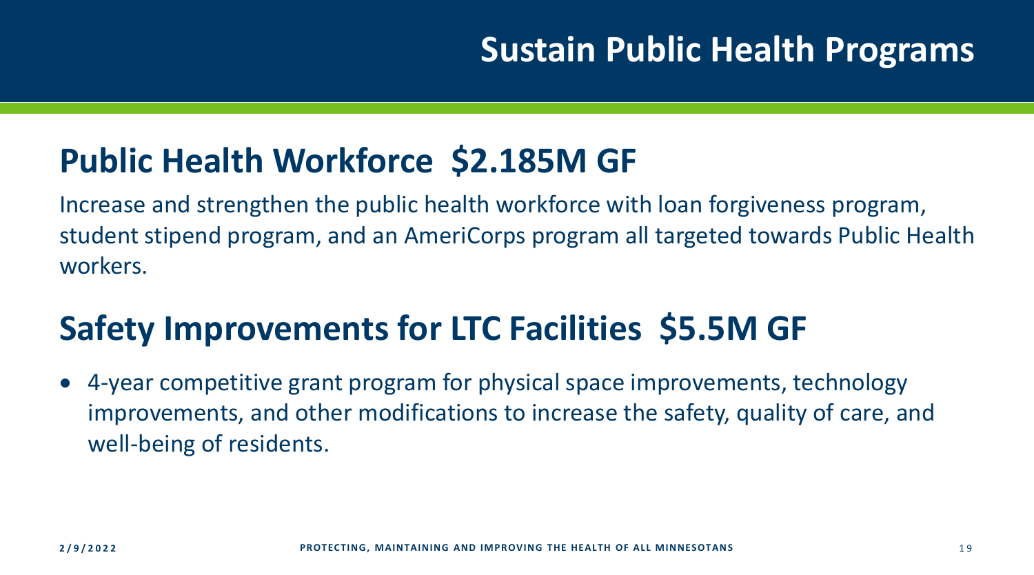# Sustain Public Health Programs

## Public Health Workforce $2.185M GF

Increase and strengthen the public health workforce with loan forgiveness program, student stipend program, and an AmeriCorps program all targeted towards Public Health workers.

## Safety Improvements for LTC Facilities $5.5M GF

- 4-year competitive grant program for physical space improvements, technology improvements, and other modifications to increase the safety, quality of care, and well-being of residents.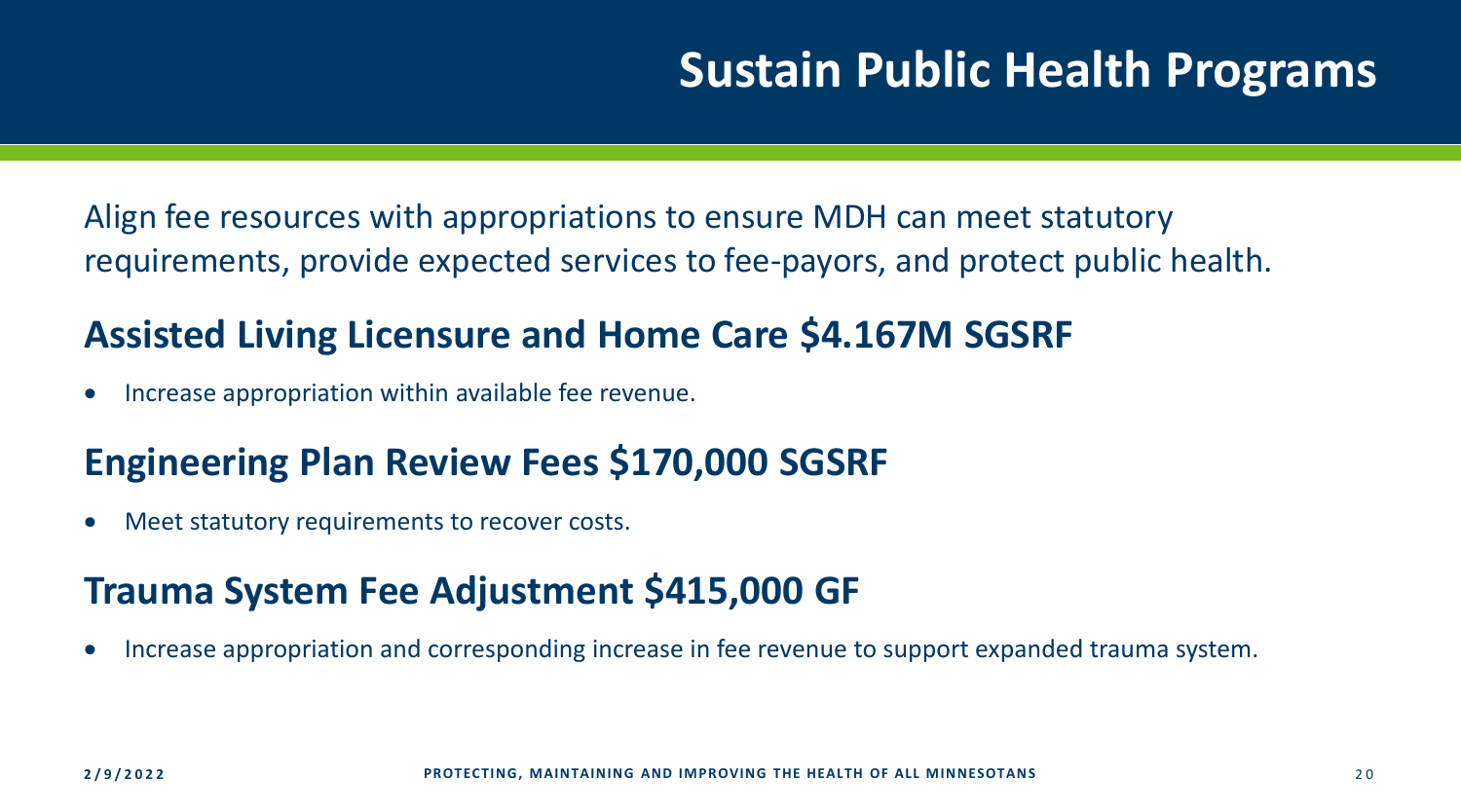# Sustain Public Health Programs

Align fee resources with appropriations to ensure MDH can meet statutory requirements, provide expected services to fee-payors, and protect public health.

## Assisted Living Licensure and Home Care $4.167M SGSRF

- Increase appropriation within available fee revenue.

## Engineering Plan Review Fees $170,000 SGSRF

- Meet statutory requirements to recover costs.

## Trauma System Fee Adjustment $415,000 GF

- Increase appropriation and corresponding increase in fee revenue to support expanded trauma system.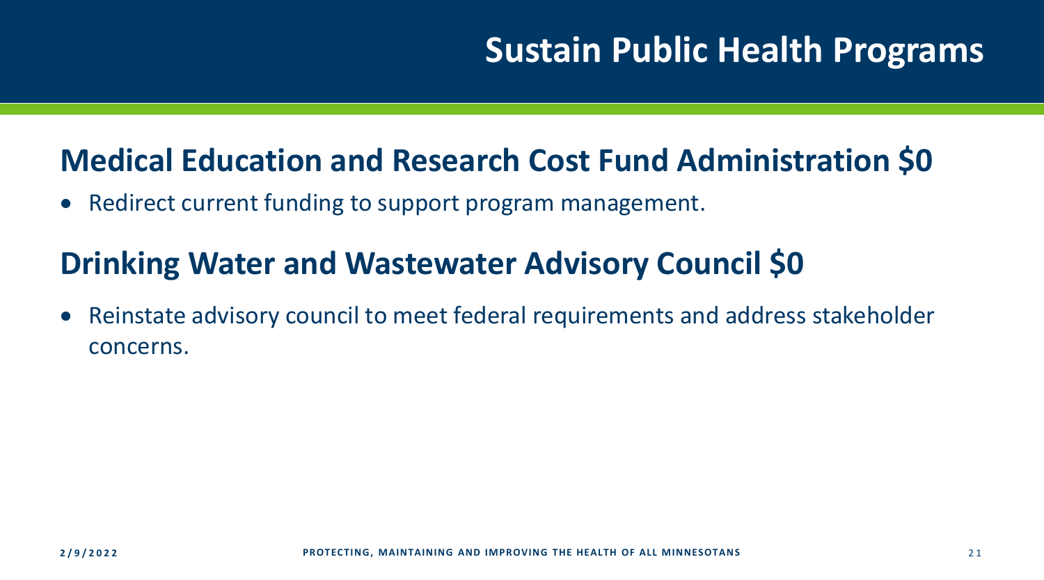# Sustain Public Health Programs

## Medical Education and Research Cost Fund Administration $0

- Redirect current funding to support program management.

## Drinking Water and Wastewater Advisory Council $0

- Reinstate advisory council to meet federal requirements and address stakeholder concerns.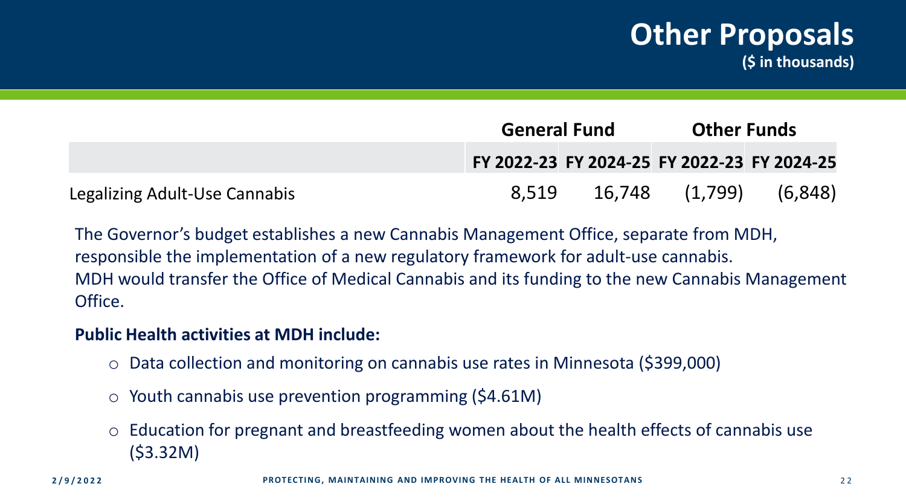# Other Proposals

**($ in thousands)**

| | General Fund | | Other Funds | |
|---|---|---|---|---|
| | **FY 2022-23** | **FY 2024-25** | **FY 2022-23** | **FY 2024-25** |
| Legalizing Adult-Use Cannabis | 8,519 | 16,748 | (1,799) | (6,848) |

The Governor's budget establishes a new Cannabis Management Office, separate from MDH, responsible the implementation of a new regulatory framework for adult-use cannabis.
MDH would transfer the Office of Medical Cannabis and its funding to the new Cannabis Management Office.

**Public Health activities at MDH include:**

- Data collection and monitoring on cannabis use rates in Minnesota ($399,000)
- Youth cannabis use prevention programming ($4.61M)
- Education for pregnant and breastfeeding women about the health effects of cannabis use ($3.32M)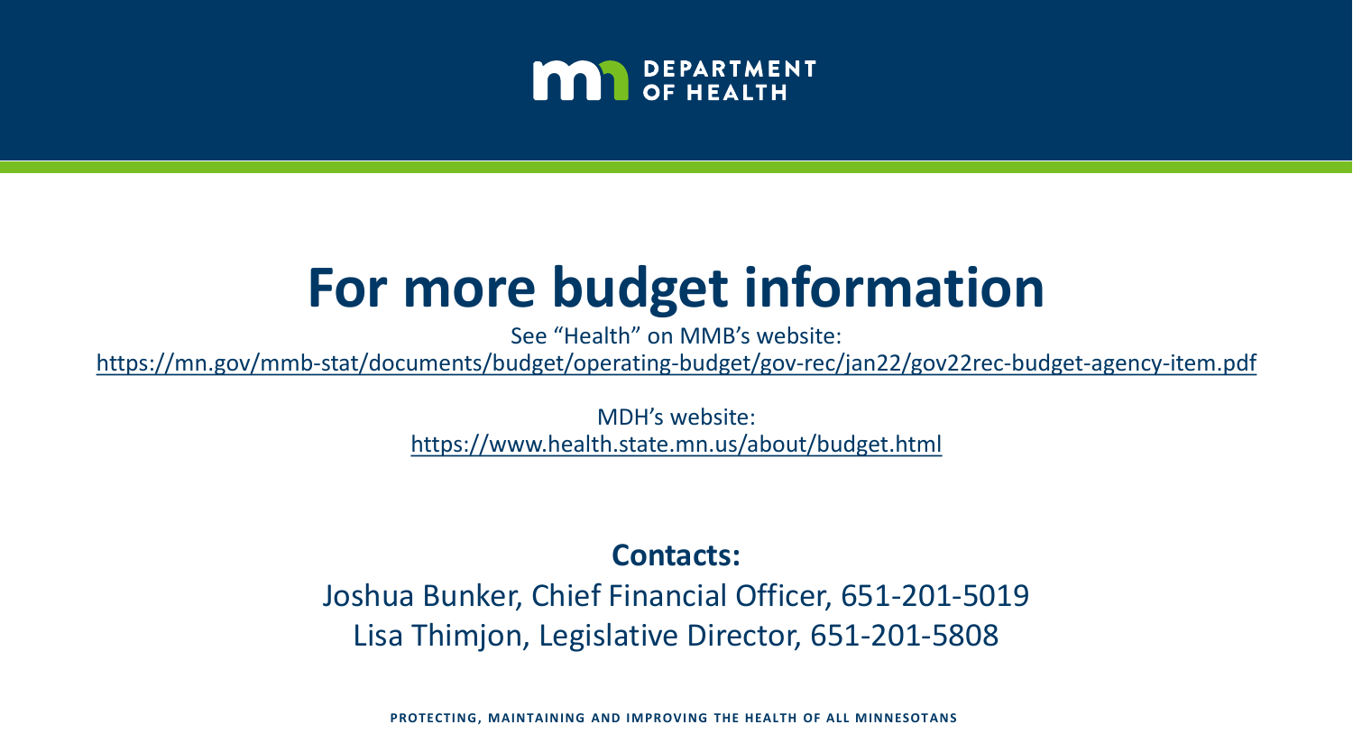DEPARTMENT OF HEALTH

# For more budget information

See “Health” on MMB’s website:
https://mn.gov/mmb-stat/documents/budget/operating-budget/gov-rec/jan22/gov22rec-budget-agency-item.pdf

MDH’s website:
https://www.health.state.mn.us/about/budget.html

**Contacts:**

Joshua Bunker, Chief Financial Officer, 651-201-5019
Lisa Thimjon, Legislative Director, 651-201-5808

PROTECTING, MAINTAINING AND IMPROVING THE HEALTH OF ALL MINNESOTANS